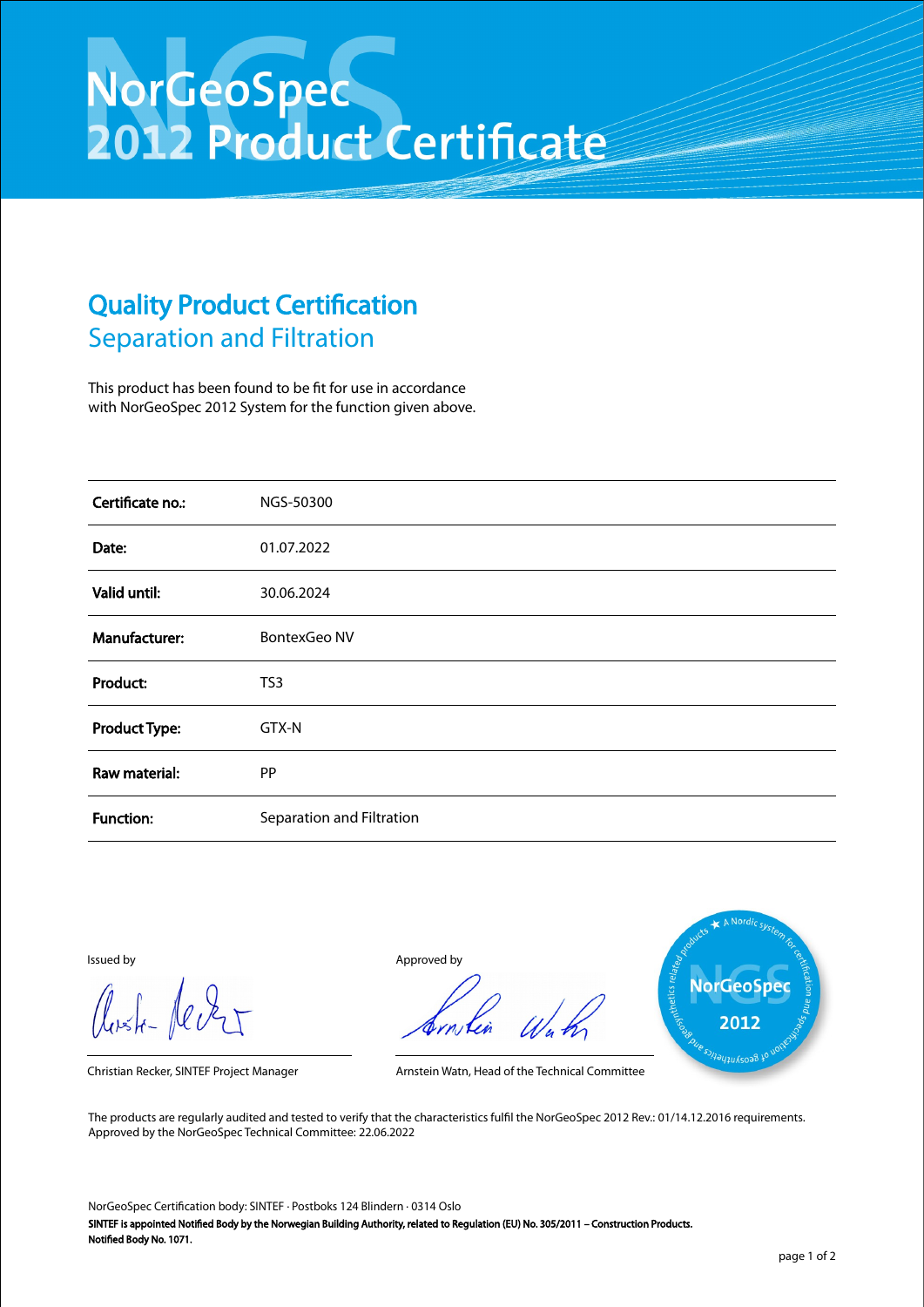# NorGeoSpec 2012 Product Certificate

## Quality Product Certification

### Separation and Filtration

This product has been found to be fit for use in accordance with NorGeoSpec 2012 System for the function given above.

| | |
|---|---|
| **Certificate no.:** | NGS-50300 |
| **Date:** | 01.07.2022 |
| **Valid until:** | 30.06.2024 |
| **Manufacturer:** | BontexGeo NV |
| **Product:** | TS3 |
| **Product Type:** | GTX-N |
| **Raw material:** | PP |
| **Function:** | Separation and Filtration |

Issued by

Christian Recker, SINTEF Project Manager

Approved by

Arnstein Watn, Head of the Technical Committee

The products are regularly audited and tested to verify that the characteristics fulfil the NorGeoSpec 2012 Rev.: 01/14.12.2016 requirements.
Approved by the NorGeoSpec Technical Committee: 22.06.2022

NorGeoSpec Certification body: SINTEF · Postboks 124 Blindern · 0314 Oslo

**SINTEF is appointed Notified Body by the Norwegian Building Authority, related to Regulation (EU) No. 305/2011 – Construction Products.
Notified Body No. 1071.**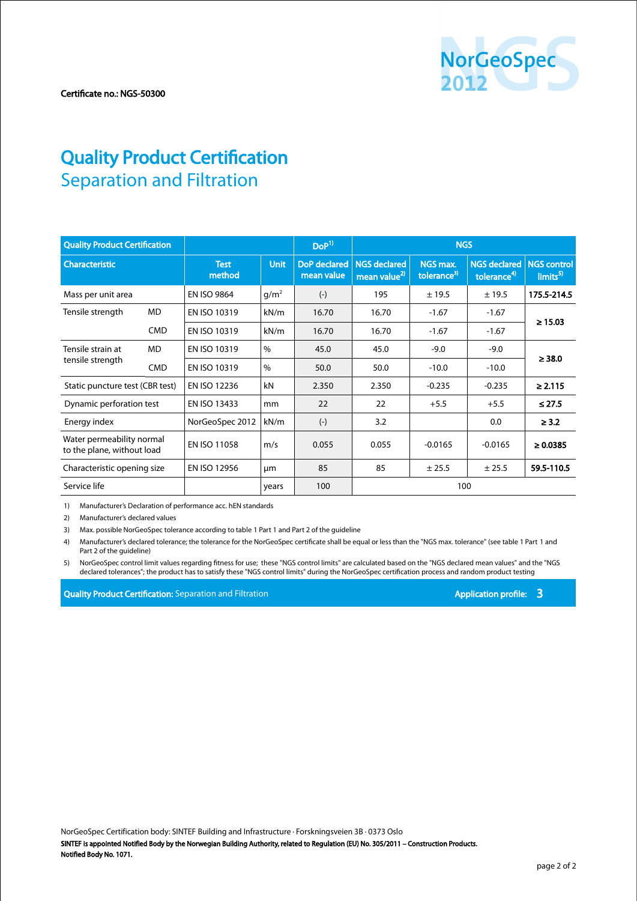Certificate no.: NGS-50300

NorGeoSpec 2012

# Quality Product Certification

## Separation and Filtration

| Quality Product Certification | | | | DoP[1] | NGS | | | |
|---|---|---|---|---|---|---|---|---|
| **Characteristic** | | **Test method** | **Unit** | **DoP declared mean value** | **NGS declared mean value[2]** | **NGS max. tolerance[3]** | **NGS declared tolerance[4]** | **NGS control limits[5]** |
| Mass per unit area | | EN ISO 9864 | $g/m^2$ | (-) | 195 | ± 19.5 | ± 19.5 | **175.5-214.5** |
| Tensile strength | MD | EN ISO 10319 | kN/m | 16.70 | 16.70 | -1.67 | -1.67 | **≥ 15.03** |
| | CMD | EN ISO 10319 | kN/m | 16.70 | 16.70 | -1.67 | -1.67 | |
| Tensile strain at tensile strength | MD | EN ISO 10319 | % | 45.0 | 45.0 | -9.0 | -9.0 | **≥ 38.0** |
| | CMD | EN ISO 10319 | % | 50.0 | 50.0 | -10.0 | -10.0 | |
| Static puncture test (CBR test) | | EN ISO 12236 | kN | 2.350 | 2.350 | -0.235 | -0.235 | **≥ 2.115** |
| Dynamic perforation test | | EN ISO 13433 | mm | 22 | 22 | +5.5 | +5.5 | **≤ 27.5** |
| Energy index | | NorGeoSpec 2012 | kN/m | (-) | 3.2 | | 0.0 | **≥ 3.2** |
| Water permeability normal to the plane, without load | | EN ISO 11058 | m/s | 0.055 | 0.055 | -0.0165 | -0.0165 | **≥ 0.0385** |
| Characteristic opening size | | EN ISO 12956 | µm | 85 | 85 | ± 25.5 | ± 25.5 | **59.5-110.5** |
| Service life | | | years | 100 | 100 | | | |

1) Manufacturer's Declaration of performance acc. hEN standards

2) Manufacturer's declared values

3) Max. possible NorGeoSpec tolerance according to table 1 Part 1 and Part 2 of the guideline

4) Manufacturer's declared tolerance; the tolerance for the NorGeoSpec certificate shall be equal or less than the "NGS max. tolerance" (see table 1 Part 1 and Part 2 of the guideline)

5) NorGeoSpec control limit values regarding fitness for use; these "NGS control limits" are calculated based on the "NGS declared mean values" and the "NGS declared tolerances"; the product has to satisfy these "NGS control limits" during the NorGeoSpec certification process and random product testing

**Quality Product Certification:** Separation and Filtration **Application profile: 3**

NorGeoSpec Certification body: SINTEF Building and Infrastructure · Forskningsveien 3B · 0373 Oslo

**SINTEF is appointed Notified Body by the Norwegian Building Authority, related to Regulation (EU) No. 305/2011 – Construction Products. Notified Body No. 1071.**